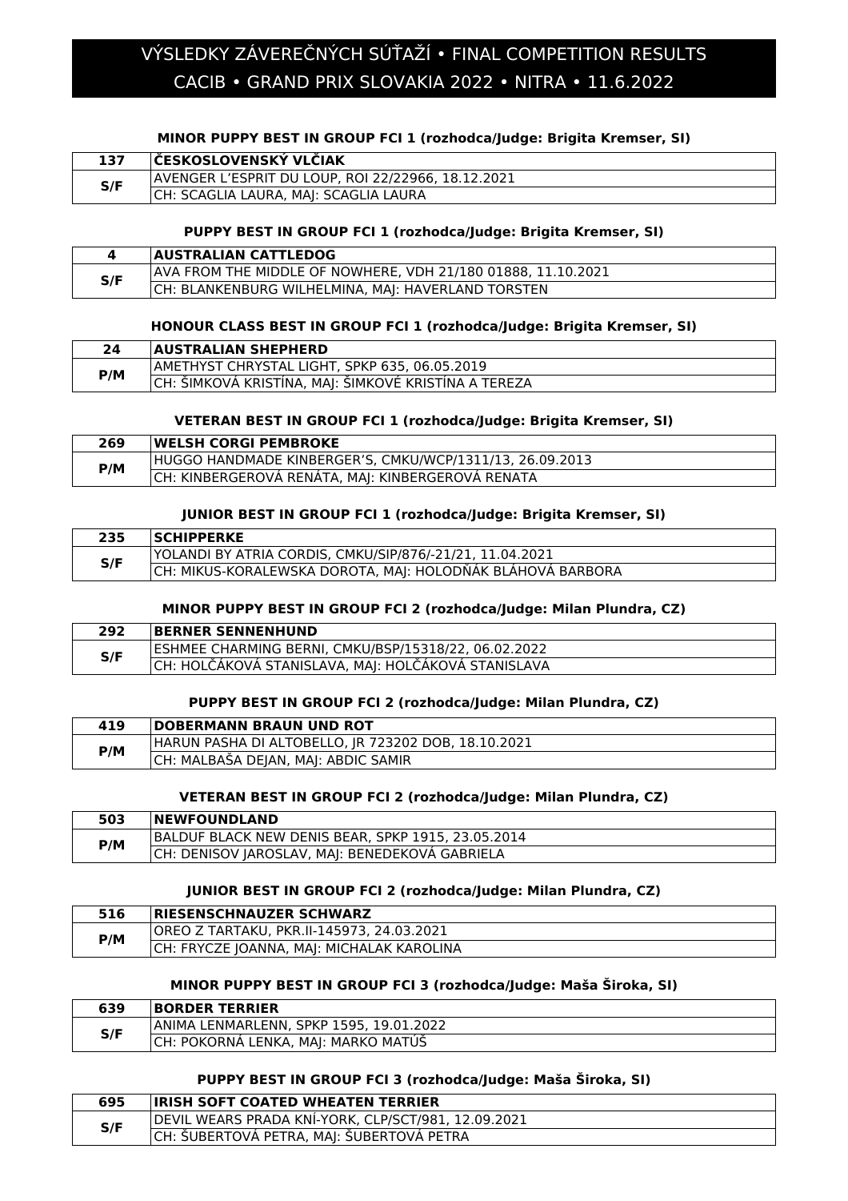# VÝSLEDKY ZÁVEREČNÝCH SÚŤAŽÍ • FINAL COMPETITION RESULTS
# CACIB • GRAND PRIX SLOVAKIA 2022 • NITRA • 11.6.2022

### MINOR PUPPY BEST IN GROUP FCI 1 (rozhodca/Judge: Brigita Kremser, SI)

| 137 | ČESKOSLOVENSKÝ VLČIAK |
|---|---|
| S/F | AVENGER L'ESPRIT DU LOUP, ROI 22/22966, 18.12.2021 |
| | CH: SCAGLIA LAURA, MAJ: SCAGLIA LAURA |

### PUPPY BEST IN GROUP FCI 1 (rozhodca/Judge: Brigita Kremser, SI)

| 4 | AUSTRALIAN CATTLEDOG |
|---|---|
| S/F | AVA FROM THE MIDDLE OF NOWHERE, VDH 21/180 01888, 11.10.2021 |
| | CH: BLANKENBURG WILHELMINA, MAJ: HAVERLAND TORSTEN |

### HONOUR CLASS BEST IN GROUP FCI 1 (rozhodca/Judge: Brigita Kremser, SI)

| 24 | AUSTRALIAN SHEPHERD |
|---|---|
| P/M | AMETHYST CHRYSTAL LIGHT, SPKP 635, 06.05.2019 |
| | CH: ŠIMKOVÁ KRISTÍNA, MAJ: ŠIMKOVÉ KRISTÍNA A TEREZA |

### VETERAN BEST IN GROUP FCI 1 (rozhodca/Judge: Brigita Kremser, SI)

| 269 | WELSH CORGI PEMBROKE |
|---|---|
| P/M | HUGGO HANDMADE KINBERGER'S, CMKU/WCP/1311/13, 26.09.2013 |
| | CH: KINBERGEROVÁ RENÁTA, MAJ: KINBERGEROVÁ RENATA |

### JUNIOR BEST IN GROUP FCI 1 (rozhodca/Judge: Brigita Kremser, SI)

| 235 | SCHIPPERKE |
|---|---|
| S/F | YOLANDI BY ATRIA CORDIS, CMKU/SIP/876/-21/21, 11.04.2021 |
| | CH: MIKUS-KORALEWSKA DOROTA, MAJ: HOLODŇÁK BLÁHOVÁ BARBORA |

### MINOR PUPPY BEST IN GROUP FCI 2 (rozhodca/Judge: Milan Plundra, CZ)

| 292 | BERNER SENNENHUND |
|---|---|
| S/F | ESHMEE CHARMING BERNI, CMKU/BSP/15318/22, 06.02.2022 |
| | CH: HOLČÁKOVÁ STANISLAVA, MAJ: HOLČÁKOVÁ STANISLAVA |

### PUPPY BEST IN GROUP FCI 2 (rozhodca/Judge: Milan Plundra, CZ)

| 419 | DOBERMANN BRAUN UND ROT |
|---|---|
| P/M | HARUN PASHA DI ALTOBELLO, JR 723202 DOB, 18.10.2021 |
| | CH: MALBAŠA DEJAN, MAJ: ABDIC SAMIR |

### VETERAN BEST IN GROUP FCI 2 (rozhodca/Judge: Milan Plundra, CZ)

| 503 | NEWFOUNDLAND |
|---|---|
| P/M | BALDUF BLACK NEW DENIS BEAR, SPKP 1915, 23.05.2014 |
| | CH: DENISOV JAROSLAV, MAJ: BENEDEKOVÁ GABRIELA |

### JUNIOR BEST IN GROUP FCI 2 (rozhodca/Judge: Milan Plundra, CZ)

| 516 | RIESENSCHNAUZER SCHWARZ |
|---|---|
| P/M | OREO Z TARTAKU, PKR.II-145973, 24.03.2021 |
| | CH: FRYCZE JOANNA, MAJ: MICHALAK KAROLINA |

### MINOR PUPPY BEST IN GROUP FCI 3 (rozhodca/Judge: Maša Široka, SI)

| 639 | BORDER TERRIER |
|---|---|
| S/F | ANIMA LENMARLENN, SPKP 1595, 19.01.2022 |
| | CH: POKORNÁ LENKA, MAJ: MARKO MATÚŠ |

### PUPPY BEST IN GROUP FCI 3 (rozhodca/Judge: Maša Široka, SI)

| 695 | IRISH SOFT COATED WHEATEN TERRIER |
|---|---|
| S/F | DEVIL WEARS PRADA KNÍ-YORK, CLP/SCT/981, 12.09.2021 |
| | CH: ŠUBERTOVÁ PETRA, MAJ: ŠUBERTOVÁ PETRA |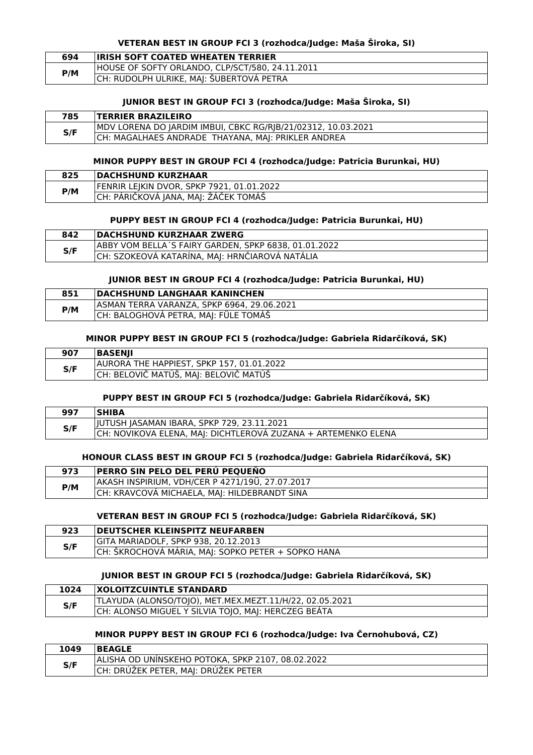#### VETERAN BEST IN GROUP FCI 3 (rozhodca/Judge: Maša Široka, SI)

| 694 | IRISH SOFT COATED WHEATEN TERRIER |
|---|---|
| P/M | HOUSE OF SOFTY ORLANDO, CLP/SCT/580, 24.11.2011 |
| | CH: RUDOLPH ULRIKE, MAJ: ŠUBERTOVÁ PETRA |

#### JUNIOR BEST IN GROUP FCI 3 (rozhodca/Judge: Maša Široka, SI)

| 785 | TERRIER BRAZILEIRO |
|---|---|
| S/F | MDV LORENA DO JARDIM IMBUI, CBKC RG/RJB/21/02312, 10.03.2021 |
| | CH: MAGALHAES ANDRADE THAYANA, MAJ: PRIKLER ANDREA |

#### MINOR PUPPY BEST IN GROUP FCI 4 (rozhodca/Judge: Patricia Burunkai, HU)

| 825 | DACHSHUND KURZHAAR |
|---|---|
| P/M | FENRIR LEJKIN DVOR, SPKP 7921, 01.01.2022 |
| | CH: PÁRIČKOVÁ JANA, MAJ: ŽÁČEK TOMÁŠ |

#### PUPPY BEST IN GROUP FCI 4 (rozhodca/Judge: Patricia Burunkai, HU)

| 842 | DACHSHUND KURZHAAR ZWERG |
|---|---|
| S/F | ABBY VOM BELLA´S FAIRY GARDEN, SPKP 6838, 01.01.2022 |
| | CH: SZOKEOVÁ KATARÍNA, MAJ: HRNČIAROVÁ NATÁLIA |

#### JUNIOR BEST IN GROUP FCI 4 (rozhodca/Judge: Patricia Burunkai, HU)

| 851 | DACHSHUND LANGHAAR KANINCHEN |
|---|---|
| P/M | ASMAN TERRA VARANZA, SPKP 6964, 29.06.2021 |
| | CH: BALOGHOVÁ PETRA, MAJ: FÜLE TOMÁŠ |

#### MINOR PUPPY BEST IN GROUP FCI 5 (rozhodca/Judge: Gabriela Ridarčíková, SK)

| 907 | BASENJI |
|---|---|
| S/F | AURORA THE HAPPIEST, SPKP 157, 01.01.2022 |
| | CH: BELOVIČ MATÚŠ, MAJ: BELOVIČ MATÚŠ |

#### PUPPY BEST IN GROUP FCI 5 (rozhodca/Judge: Gabriela Ridarčíková, SK)

| 997 | SHIBA |
|---|---|
| S/F | JUTUSH JASAMAN IBARA, SPKP 729, 23.11.2021 |
| | CH: NOVIKOVA ELENA, MAJ: DICHTLEROVÁ ZUZANA + ARTEMENKO ELENA |

#### HONOUR CLASS BEST IN GROUP FCI 5 (rozhodca/Judge: Gabriela Ridarčíková, SK)

| 973 | PERRO SIN PELO DEL PERÚ PEQUEÑO |
|---|---|
| P/M | AKASH INSPIRIUM, VDH/CER P 4271/19Ü, 27.07.2017 |
| | CH: KRAVCOVÁ MICHAELA, MAJ: HILDEBRANDT SINA |

#### VETERAN BEST IN GROUP FCI 5 (rozhodca/Judge: Gabriela Ridarčíková, SK)

| 923 | DEUTSCHER KLEINSPITZ NEUFARBEN |
|---|---|
| S/F | GITA MARIADOLF, SPKP 938, 20.12.2013 |
| | CH: ŠKROCHOVÁ MÁRIA, MAJ: SOPKO PETER + SOPKO HANA |

#### JUNIOR BEST IN GROUP FCI 5 (rozhodca/Judge: Gabriela Ridarčíková, SK)

| 1024 | XOLOITZCUINTLE STANDARD |
|---|---|
| S/F | TLAYUDA (ALONSO/TOJO), MET.MEX.MEZT.11/H/22, 02.05.2021 |
| | CH: ALONSO MIGUEL Y SILVIA TOJO, MAJ: HERCZEG BEÁTA |

#### MINOR PUPPY BEST IN GROUP FCI 6 (rozhodca/Judge: Iva Černohubová, CZ)

| 1049 | BEAGLE |
|---|---|
| S/F | ALISHA OD UNÍNSKEHO POTOKA, SPKP 2107, 08.02.2022 |
| | CH: DRÚŽEK PETER, MAJ: DRÚŽEK PETER |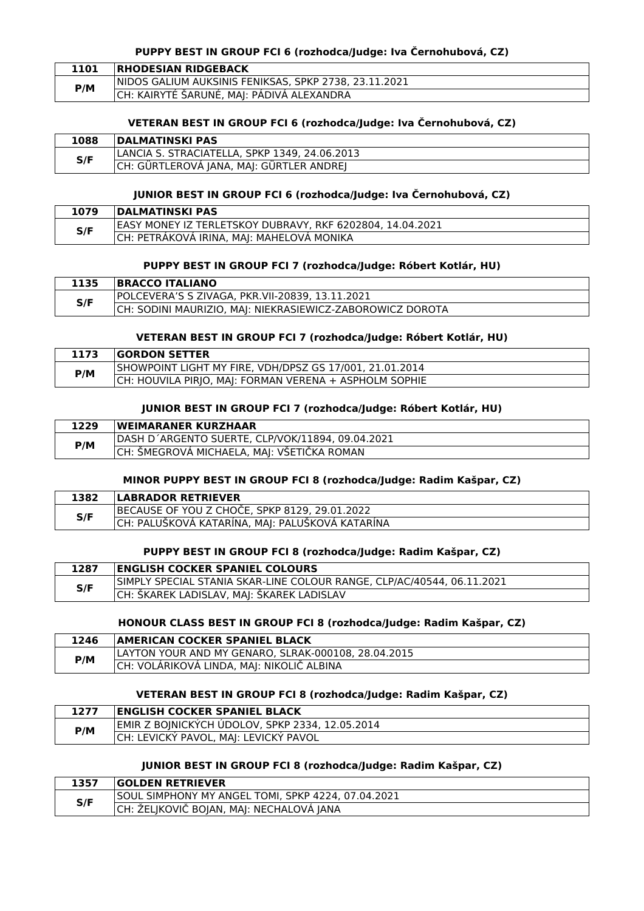#### PUPPY BEST IN GROUP FCI 6 (rozhodca/Judge: Iva Černohubová, CZ)

| 1101 | RHODESIAN RIDGEBACK |
|---|---|
| P/M | NIDOS GALIUM AUKSINIS FENIKSAS, SPKP 2738, 23.11.2021 |
| | CH: KAIRYTĖ ŠARUNĖ, MAJ: PÁDIVÁ ALEXANDRA |

#### VETERAN BEST IN GROUP FCI 6 (rozhodca/Judge: Iva Černohubová, CZ)

| 1088 | DALMATINSKI PAS |
|---|---|
| S/F | LANCIA S. STRACIATELLA, SPKP 1349, 24.06.2013 |
| | CH: GÜRTLEROVÁ JANA, MAJ: GÜRTLER ANDREJ |

#### JUNIOR BEST IN GROUP FCI 6 (rozhodca/Judge: Iva Černohubová, CZ)

| 1079 | DALMATINSKI PAS |
|---|---|
| S/F | EASY MONEY IZ TERLETSKOY DUBRAVY, RKF 6202804, 14.04.2021 |
| | CH: PETRÁKOVÁ IRINA, MAJ: MAHELOVÁ MONIKA |

#### PUPPY BEST IN GROUP FCI 7 (rozhodca/Judge: Róbert Kotlár, HU)

| 1135 | BRACCO ITALIANO |
|---|---|
| S/F | POLCEVERA'S S ZIVAGA, PKR.VII-20839, 13.11.2021 |
| | CH: SODINI MAURIZIO, MAJ: NIEKRASIEWICZ-ZABOROWICZ DOROTA |

#### VETERAN BEST IN GROUP FCI 7 (rozhodca/Judge: Róbert Kotlár, HU)

| 1173 | GORDON SETTER |
|---|---|
| P/M | SHOWPOINT LIGHT MY FIRE, VDH/DPSZ GS 17/001, 21.01.2014 |
| | CH: HOUVILA PIRJO, MAJ: FORMAN VERENA + ASPHOLM SOPHIE |

#### JUNIOR BEST IN GROUP FCI 7 (rozhodca/Judge: Róbert Kotlár, HU)

| 1229 | WEIMARANER KURZHAAR |
|---|---|
| P/M | DASH D´ARGENTO SUERTE, CLP/VOK/11894, 09.04.2021 |
| | CH: ŠMEGROVÁ MICHAELA, MAJ: VŠETIČKA ROMAN |

#### MINOR PUPPY BEST IN GROUP FCI 8 (rozhodca/Judge: Radim Kašpar, CZ)

| 1382 | LABRADOR RETRIEVER |
|---|---|
| S/F | BECAUSE OF YOU Z CHOČE, SPKP 8129, 29.01.2022 |
| | CH: PALUŠKOVÁ KATARÍNA, MAJ: PALUŠKOVÁ KATARÍNA |

#### PUPPY BEST IN GROUP FCI 8 (rozhodca/Judge: Radim Kašpar, CZ)

| 1287 | ENGLISH COCKER SPANIEL COLOURS |
|---|---|
| S/F | SIMPLY SPECIAL STANIA SKAR-LINE COLOUR RANGE, CLP/AC/40544, 06.11.2021 |
| | CH: ŠKAREK LADISLAV, MAJ: ŠKAREK LADISLAV |

#### HONOUR CLASS BEST IN GROUP FCI 8 (rozhodca/Judge: Radim Kašpar, CZ)

| 1246 | AMERICAN COCKER SPANIEL BLACK |
|---|---|
| P/M | LAYTON YOUR AND MY GENARO, SLRAK-000108, 28.04.2015 |
| | CH: VOLÁRIKOVÁ LINDA, MAJ: NIKOLIČ ALBINA |

#### VETERAN BEST IN GROUP FCI 8 (rozhodca/Judge: Radim Kašpar, CZ)

| 1277 | ENGLISH COCKER SPANIEL BLACK |
|---|---|
| P/M | EMIR Z BOJNICKÝCH ÚDOLOV, SPKP 2334, 12.05.2014 |
| | CH: LEVICKÝ PAVOL, MAJ: LEVICKÝ PAVOL |

#### JUNIOR BEST IN GROUP FCI 8 (rozhodca/Judge: Radim Kašpar, CZ)

| 1357 | GOLDEN RETRIEVER |
|---|---|
| S/F | SOUL SIMPHONY MY ANGEL TOMI, SPKP 4224, 07.04.2021 |
| | CH: ŽELJKOVIČ BOJAN, MAJ: NECHALOVÁ JANA |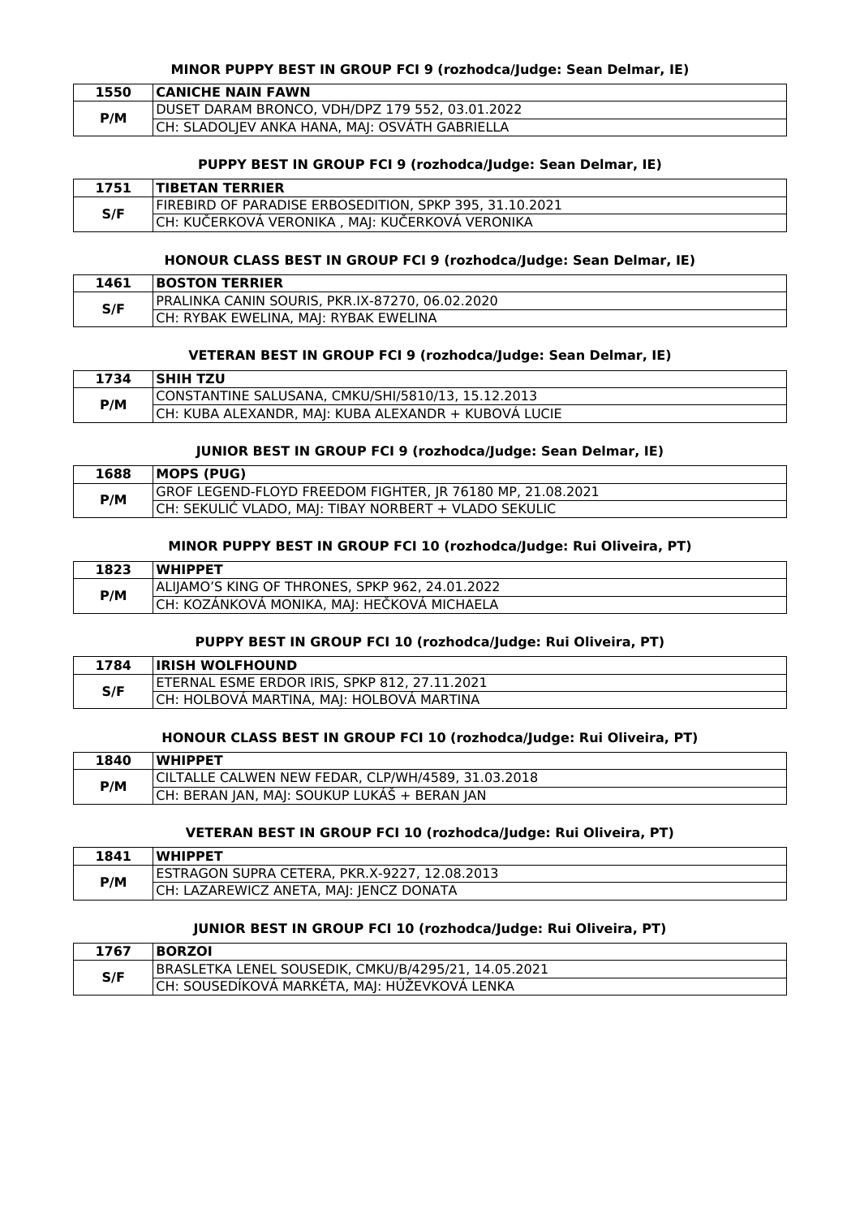### MINOR PUPPY BEST IN GROUP FCI 9 (rozhodca/Judge: Sean Delmar, IE)

| 1550 | CANICHE NAIN FAWN |
|---|---|
| P/M | DUSET DARAM BRONCO, VDH/DPZ 179 552, 03.01.2022 |
| | CH: SLADOLJEV ANKA HANA, MAJ: OSVÁTH GABRIELLA |

### PUPPY BEST IN GROUP FCI 9 (rozhodca/Judge: Sean Delmar, IE)

| 1751 | TIBETAN TERRIER |
|---|---|
| S/F | FIREBIRD OF PARADISE ERBOSEDITION, SPKP 395, 31.10.2021 |
| | CH: KUČERKOVÁ VERONIKA , MAJ: KUČERKOVÁ VERONIKA |

### HONOUR CLASS BEST IN GROUP FCI 9 (rozhodca/Judge: Sean Delmar, IE)

| 1461 | BOSTON TERRIER |
|---|---|
| S/F | PRALINKA CANIN SOURIS, PKR.IX-87270, 06.02.2020 |
| | CH: RYBAK EWELINA, MAJ: RYBAK EWELINA |

### VETERAN BEST IN GROUP FCI 9 (rozhodca/Judge: Sean Delmar, IE)

| 1734 | SHIH TZU |
|---|---|
| P/M | CONSTANTINE SALUSANA, CMKU/SHI/5810/13, 15.12.2013 |
| | CH: KUBA ALEXANDR, MAJ: KUBA ALEXANDR + KUBOVÁ LUCIE |

### JUNIOR BEST IN GROUP FCI 9 (rozhodca/Judge: Sean Delmar, IE)

| 1688 | MOPS (PUG) |
|---|---|
| P/M | GROF LEGEND-FLOYD FREEDOM FIGHTER, JR 76180 MP, 21.08.2021 |
| | CH: SEKULIĆ VLADO, MAJ: TIBAY NORBERT + VLADO SEKULIC |

### MINOR PUPPY BEST IN GROUP FCI 10 (rozhodca/Judge: Rui Oliveira, PT)

| 1823 | WHIPPET |
|---|---|
| P/M | ALIJAMO'S KING OF THRONES, SPKP 962, 24.01.2022 |
| | CH: KOZÁNKOVÁ MONIKA, MAJ: HEČKOVÁ MICHAELA |

### PUPPY BEST IN GROUP FCI 10 (rozhodca/Judge: Rui Oliveira, PT)

| 1784 | IRISH WOLFHOUND |
|---|---|
| S/F | ETERNAL ESME ERDOR IRIS, SPKP 812, 27.11.2021 |
| | CH: HOLBOVÁ MARTINA, MAJ: HOLBOVÁ MARTINA |

### HONOUR CLASS BEST IN GROUP FCI 10 (rozhodca/Judge: Rui Oliveira, PT)

| 1840 | WHIPPET |
|---|---|
| P/M | CILTALLE CALWEN NEW FEDAR, CLP/WH/4589, 31.03.2018 |
| | CH: BERAN JAN, MAJ: SOUKUP LUKÁŠ + BERAN JAN |

### VETERAN BEST IN GROUP FCI 10 (rozhodca/Judge: Rui Oliveira, PT)

| 1841 | WHIPPET |
|---|---|
| P/M | ESTRAGON SUPRA CETERA, PKR.X-9227, 12.08.2013 |
| | CH: LAZAREWICZ ANETA, MAJ: JENCZ DONATA |

### JUNIOR BEST IN GROUP FCI 10 (rozhodca/Judge: Rui Oliveira, PT)

| 1767 | BORZOI |
|---|---|
| S/F | BRASLETKA LENEL SOUSEDIK, CMKU/B/4295/21, 14.05.2021 |
| | CH: SOUSEDÍKOVÁ MARKÉTA, MAJ: HÚŽEVKOVÁ LENKA |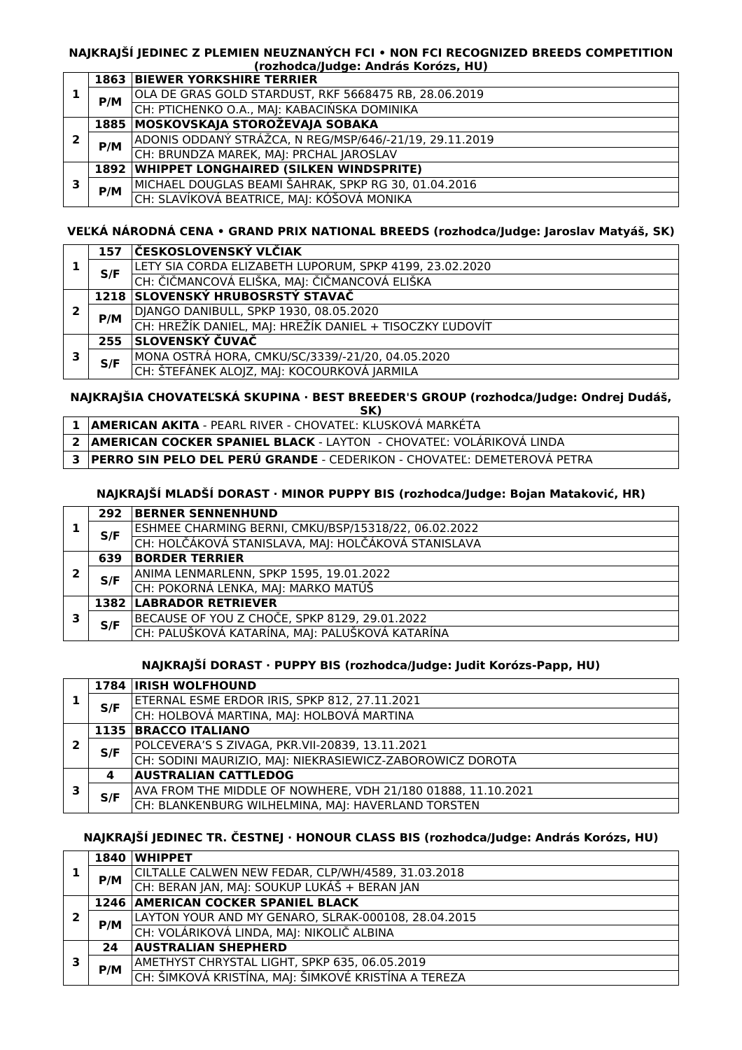### NAJKRAJŠÍ JEDINEC Z PLEMIEN NEUZNANÝCH FCI • NON FCI RECOGNIZED BREEDS COMPETITION (rozhodca/Judge: András Korózs, HU)

| | | |
|---|---|---|
| 1 | 1863 | **BIEWER YORKSHIRE TERRIER** |
| | P/M | OLA DE GRAS GOLD STARDUST, RKF 5668475 RB, 28.06.2019 |
| | | CH: PTICHENKO O.A., MAJ: KABACIŃSKA DOMINIKA |
| 2 | 1885 | **MOSKOVSKAJA STOROŽEVAJA SOBAKA** |
| | P/M | ADONIS ODDANÝ STRÁŽCA, N REG/MSP/646/-21/19, 29.11.2019 |
| | | CH: BRUNDZA MAREK, MAJ: PRCHAL JAROSLAV |
| 3 | 1892 | **WHIPPET LONGHAIRED (SILKEN WINDSPRITE)** |
| | P/M | MICHAEL DOUGLAS BEAMI ŠAHRAK, SPKP RG 30, 01.04.2016 |
| | | CH: SLAVÍKOVÁ BEATRICE, MAJ: KÓŠOVÁ MONIKA |

### VEĽKÁ NÁRODNÁ CENA • GRAND PRIX NATIONAL BREEDS (rozhodca/Judge: Jaroslav Matyáš, SK)

| | | |
|---|---|---|
| 1 | 157 | **ČESKOSLOVENSKÝ VLČIAK** |
| | S/F | LETY SIA CORDA ELIZABETH LUPORUM, SPKP 4199, 23.02.2020 |
| | | CH: ČIČMANCOVÁ ELIŠKA, MAJ: ČIČMANCOVÁ ELIŠKA |
| 2 | 1218 | **SLOVENSKÝ HRUBOSRSTÝ STAVAČ** |
| | P/M | DJANGO DANIBULL, SPKP 1930, 08.05.2020 |
| | | CH: HREŽÍK DANIEL, MAJ: HREŽÍK DANIEL + TISOCZKY ĽUDOVÍT |
| 3 | 255 | **SLOVENSKÝ ČUVAČ** |
| | S/F | MONA OSTRÁ HORA, CMKU/SC/3339/-21/20, 04.05.2020 |
| | | CH: ŠTEFÁNEK ALOJZ, MAJ: KOCOURKOVÁ JARMILA |

### NAJKRAJŠIA CHOVATEĽSKÁ SKUPINA · BEST BREEDER'S GROUP (rozhodca/Judge: Ondrej Dudáš, SK)

| | |
|---|---|
| 1 | **AMERICAN AKITA** - PEARL RIVER - CHOVATEĽ: KLUSKOVÁ MARKÉTA |
| 2 | **AMERICAN COCKER SPANIEL BLACK** - LAYTON - CHOVATEĽ: VOLÁRIKOVÁ LINDA |
| 3 | **PERRO SIN PELO DEL PERÚ GRANDE** - CEDERIKON - CHOVATEĽ: DEMETEROVÁ PETRA |

### NAJKRAJŠÍ MLADŠÍ DORAST · MINOR PUPPY BIS (rozhodca/Judge: Bojan Mataković, HR)

| | | |
|---|---|---|
| 1 | 292 | **BERNER SENNENHUND** |
| | S/F | ESHMEE CHARMING BERNI, CMKU/BSP/15318/22, 06.02.2022 |
| | | CH: HOLČÁKOVÁ STANISLAVA, MAJ: HOLČÁKOVÁ STANISLAVA |
| 2 | 639 | **BORDER TERRIER** |
| | S/F | ANIMA LENMARLENN, SPKP 1595, 19.01.2022 |
| | | CH: POKORNÁ LENKA, MAJ: MARKO MATÚŠ |
| 3 | 1382 | **LABRADOR RETRIEVER** |
| | S/F | BECAUSE OF YOU Z CHOČE, SPKP 8129, 29.01.2022 |
| | | CH: PALUŠKOVÁ KATARÍNA, MAJ: PALUŠKOVÁ KATARÍNA |

### NAJKRAJŠÍ DORAST · PUPPY BIS (rozhodca/Judge: Judit Korózs-Papp, HU)

| | | |
|---|---|---|
| 1 | 1784 | **IRISH WOLFHOUND** |
| | S/F | ETERNAL ESME ERDOR IRIS, SPKP 812, 27.11.2021 |
| | | CH: HOLBOVÁ MARTINA, MAJ: HOLBOVÁ MARTINA |
| 2 | 1135 | **BRACCO ITALIANO** |
| | S/F | POLCEVERA'S S ZIVAGA, PKR.VII-20839, 13.11.2021 |
| | | CH: SODINI MAURIZIO, MAJ: NIEKRASIEWICZ-ZABOROWICZ DOROTA |
| 3 | 4 | **AUSTRALIAN CATTLEDOG** |
| | S/F | AVA FROM THE MIDDLE OF NOWHERE, VDH 21/180 01888, 11.10.2021 |
| | | CH: BLANKENBURG WILHELMINA, MAJ: HAVERLAND TORSTEN |

### NAJKRAJŠÍ JEDINEC TR. ČESTNEJ · HONOUR CLASS BIS (rozhodca/Judge: András Korózs, HU)

| | | |
|---|---|---|
| 1 | 1840 | **WHIPPET** |
| | P/M | CILTALLE CALWEN NEW FEDAR, CLP/WH/4589, 31.03.2018 |
| | | CH: BERAN JAN, MAJ: SOUKUP LUKÁŠ + BERAN JAN |
| 2 | 1246 | **AMERICAN COCKER SPANIEL BLACK** |
| | P/M | LAYTON YOUR AND MY GENARO, SLRAK-000108, 28.04.2015 |
| | | CH: VOLÁRIKOVÁ LINDA, MAJ: NIKOLIČ ALBINA |
| 3 | 24 | **AUSTRALIAN SHEPHERD** |
| | P/M | AMETHYST CHRYSTAL LIGHT, SPKP 635, 06.05.2019 |
| | | CH: ŠIMKOVÁ KRISTÍNA, MAJ: ŠIMKOVÉ KRISTÍNA A TEREZA |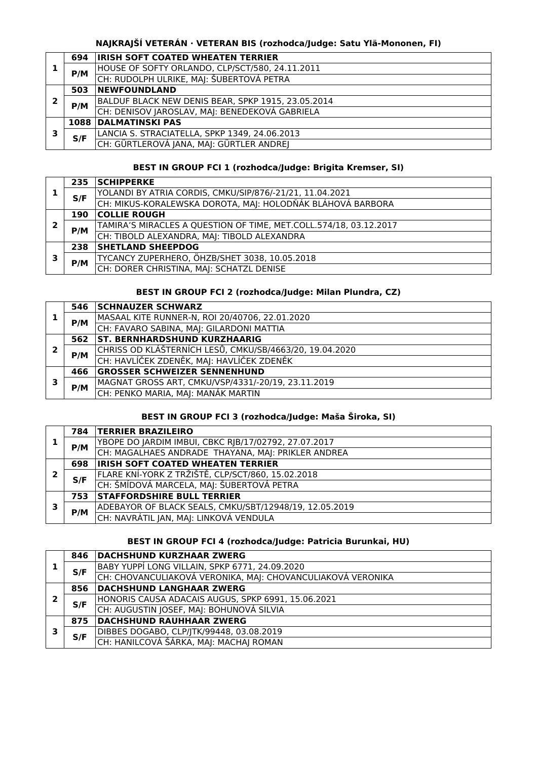### NAJKRAJŠÍ VETERÁN · VETERAN BIS (rozhodca/Judge: Satu Ylä-Mononen, FI)

| | | |
|---|---|---|
| **1** | **694** | **IRISH SOFT COATED WHEATEN TERRIER** |
| | **P/M** | HOUSE OF SOFTY ORLANDO, CLP/SCT/580, 24.11.2011 |
| | | CH: RUDOLPH ULRIKE, MAJ: ŠUBERTOVÁ PETRA |
| **2** | **503** | **NEWFOUNDLAND** |
| | **P/M** | BALDUF BLACK NEW DENIS BEAR, SPKP 1915, 23.05.2014 |
| | | CH: DENISOV JAROSLAV, MAJ: BENEDEKOVÁ GABRIELA |
| **3** | **1088** | **DALMATINSKI PAS** |
| | **S/F** | LANCIA S. STRACIATELLA, SPKP 1349, 24.06.2013 |
| | | CH: GÜRTLEROVÁ JANA, MAJ: GÜRTLER ANDREJ |

### BEST IN GROUP FCI 1 (rozhodca/Judge: Brigita Kremser, SI)

| | | |
|---|---|---|
| **1** | **235** | **SCHIPPERKE** |
| | **S/F** | YOLANDI BY ATRIA CORDIS, CMKU/SIP/876/-21/21, 11.04.2021 |
| | | CH: MIKUS-KORALEWSKA DOROTA, MAJ: HOLODŇÁK BLÁHOVÁ BARBORA |
| **2** | **190** | **COLLIE ROUGH** |
| | **P/M** | TAMIRA'S MIRACLES A QUESTION OF TIME, MET.COLL.574/18, 03.12.2017 |
| | | CH: TIBOLD ALEXANDRA, MAJ: TIBOLD ALEXANDRA |
| **3** | **238** | **SHETLAND SHEEPDOG** |
| | **P/M** | TYCANCY ZUPERHERO, ÖHZB/SHET 3038, 10.05.2018 |
| | | CH: DORER CHRISTINA, MAJ: SCHATZL DENISE |

### BEST IN GROUP FCI 2 (rozhodca/Judge: Milan Plundra, CZ)

| | | |
|---|---|---|
| **1** | **546** | **SCHNAUZER SCHWARZ** |
| | **P/M** | MASAAL KITE RUNNER-N, ROI 20/40706, 22.01.2020 |
| | | CH: FAVARO SABINA, MAJ: GILARDONI MATTIA |
| **2** | **562** | **ST. BERNHARDSHUND KURZHAARIG** |
| | **P/M** | CHRISS OD KLÁŠTERNÍCH LESŮ, CMKU/SB/4663/20, 19.04.2020 |
| | | CH: HAVLÍČEK ZDENĚK, MAJ: HAVLÍČEK ZDENĚK |
| **3** | **466** | **GROSSER SCHWEIZER SENNENHUND** |
| | **P/M** | MAGNAT GROSS ART, CMKU/VSP/4331/-20/19, 23.11.2019 |
| | | CH: PENKO MARIA, MAJ: MANÁK MARTIN |

### BEST IN GROUP FCI 3 (rozhodca/Judge: Maša Široka, SI)

| | | |
|---|---|---|
| **1** | **784** | **TERRIER BRAZILEIRO** |
| | **P/M** | YBOPE DO JARDIM IMBUI, CBKC RJB/17/02792, 27.07.2017 |
| | | CH: MAGALHAES ANDRADE THAYANA, MAJ: PRIKLER ANDREA |
| **2** | **698** | **IRISH SOFT COATED WHEATEN TERRIER** |
| | **S/F** | FLARE KNÍ-YORK Z TRŽIŠTĚ, CLP/SCT/860, 15.02.2018 |
| | | CH: ŠMÍDOVÁ MARCELA, MAJ: ŠUBERTOVÁ PETRA |
| **3** | **753** | **STAFFORDSHIRE BULL TERRIER** |
| | **P/M** | ADEBAYOR OF BLACK SEALS, CMKU/SBT/12948/19, 12.05.2019 |
| | | CH: NAVRÁTIL JAN, MAJ: LINKOVÁ VENDULA |

### BEST IN GROUP FCI 4 (rozhodca/Judge: Patricia Burunkai, HU)

| | | |
|---|---|---|
| **1** | **846** | **DACHSHUND KURZHAAR ZWERG** |
| | **S/F** | BABY YUPPÍ LONG VILLAIN, SPKP 6771, 24.09.2020 |
| | | CH: CHOVANCULIAKOVÁ VERONIKA, MAJ: CHOVANCULIAKOVÁ VERONIKA |
| **2** | **856** | **DACHSHUND LANGHAAR ZWERG** |
| | **S/F** | HONORIS CAUSA ADACAIS AUGUS, SPKP 6991, 15.06.2021 |
| | | CH: AUGUSTIN JOSEF, MAJ: BOHUNOVÁ SILVIA |
| **3** | **875** | **DACHSHUND RAUHHAAR ZWERG** |
| | **S/F** | DIBBES DOGABO, CLP/JTK/99448, 03.08.2019 |
| | | CH: HANILCOVÁ ŠÁRKA, MAJ: MACHAJ ROMAN |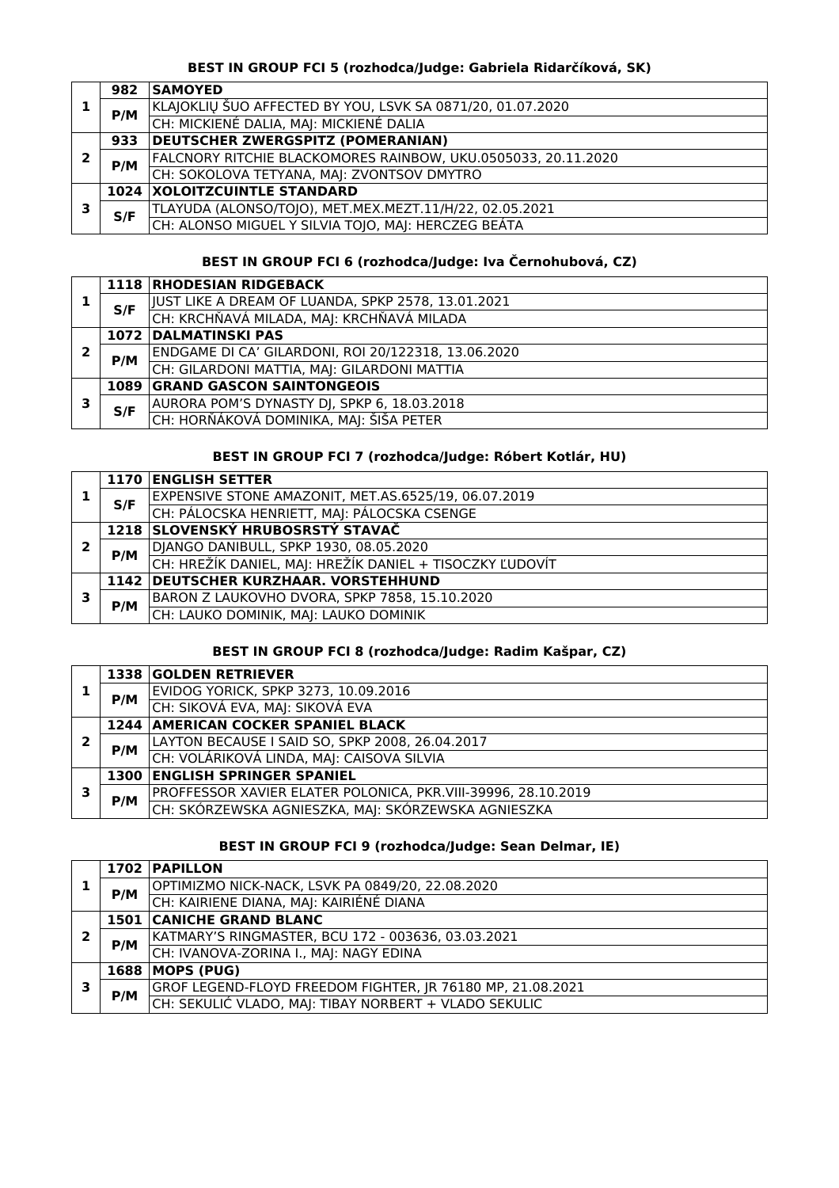### BEST IN GROUP FCI 5 (rozhodca/Judge: Gabriela Ridarčíková, SK)

| | | |
|---|---|---|
| **1** | **982** | **SAMOYED** |
| | P/M | KLAJOKLIŲ ŠUO AFFECTED BY YOU, LSVK SA 0871/20, 01.07.2020 |
| | | CH: MICKIENĖ DALIA, MAJ: MICKIENĖ DALIA |
| **2** | **933** | **DEUTSCHER ZWERGSPITZ (POMERANIAN)** |
| | P/M | FALCNORY RITCHIE BLACKOMORES RAINBOW, UKU.0505033, 20.11.2020 |
| | | CH: SOKOLOVA TETYANA, MAJ: ZVONTSOV DMYTRO |
| **3** | **1024** | **XOLOITZCUINTLE STANDARD** |
| | S/F | TLAYUDA (ALONSO/TOJO), MET.MEX.MEZT.11/H/22, 02.05.2021 |
| | | CH: ALONSO MIGUEL Y SILVIA TOJO, MAJ: HERCZEG BEÁTA |

### BEST IN GROUP FCI 6 (rozhodca/Judge: Iva Černohubová, CZ)

| | | |
|---|---|---|
| **1** | **1118** | **RHODESIAN RIDGEBACK** |
| | S/F | JUST LIKE A DREAM OF LUANDA, SPKP 2578, 13.01.2021 |
| | | CH: KRCHŇAVÁ MILADA, MAJ: KRCHŇAVÁ MILADA |
| **2** | **1072** | **DALMATINSKI PAS** |
| | P/M | ENDGAME DI CA' GILARDONI, ROI 20/122318, 13.06.2020 |
| | | CH: GILARDONI MATTIA, MAJ: GILARDONI MATTIA |
| **3** | **1089** | **GRAND GASCON SAINTONGEOIS** |
| | S/F | AURORA POM'S DYNASTY DJ, SPKP 6, 18.03.2018 |
| | | CH: HORŇÁKOVÁ DOMINIKA, MAJ: ŠIŠA PETER |

### BEST IN GROUP FCI 7 (rozhodca/Judge: Róbert Kotlár, HU)

| | | |
|---|---|---|
| **1** | **1170** | **ENGLISH SETTER** |
| | S/F | EXPENSIVE STONE AMAZONIT, MET.AS.6525/19, 06.07.2019 |
| | | CH: PÁLOCSKA HENRIETT, MAJ: PÁLOCSKA CSENGE |
| **2** | **1218** | **SLOVENSKÝ HRUBOSRSTÝ STAVAČ** |
| | P/M | DJANGO DANIBULL, SPKP 1930, 08.05.2020 |
| | | CH: HREŽÍK DANIEL, MAJ: HREŽÍK DANIEL + TISOCZKY ĽUDOVÍT |
| **3** | **1142** | **DEUTSCHER KURZHAAR. VORSTEHHUND** |
| | P/M | BARON Z LAUKOVHO DVORA, SPKP 7858, 15.10.2020 |
| | | CH: LAUKO DOMINIK, MAJ: LAUKO DOMINIK |

### BEST IN GROUP FCI 8 (rozhodca/Judge: Radim Kašpar, CZ)

| | | |
|---|---|---|
| **1** | **1338** | **GOLDEN RETRIEVER** |
| | P/M | EVIDOG YORICK, SPKP 3273, 10.09.2016 |
| | | CH: SIKOVÁ EVA, MAJ: SIKOVÁ EVA |
| **2** | **1244** | **AMERICAN COCKER SPANIEL BLACK** |
| | P/M | LAYTON BECAUSE I SAID SO, SPKP 2008, 26.04.2017 |
| | | CH: VOLÁRIKOVÁ LINDA, MAJ: CAISOVA SILVIA |
| **3** | **1300** | **ENGLISH SPRINGER SPANIEL** |
| | P/M | PROFFESSOR XAVIER ELATER POLONICA, PKR.VIII-39996, 28.10.2019 |
| | | CH: SKÓRZEWSKA AGNIESZKA, MAJ: SKÓRZEWSKA AGNIESZKA |

### BEST IN GROUP FCI 9 (rozhodca/Judge: Sean Delmar, IE)

| | | |
|---|---|---|
| **1** | **1702** | **PAPILLON** |
| | P/M | OPTIMIZMO NICK-NACK, LSVK PA 0849/20, 22.08.2020 |
| | | CH: KAIRIENE DIANA, MAJ: KAIRIĖNĖ DIANA |
| **2** | **1501** | **CANICHE GRAND BLANC** |
| | P/M | KATMARY'S RINGMASTER, BCU 172 - 003636, 03.03.2021 |
| | | CH: IVANOVA-ZORINA I., MAJ: NAGY EDINA |
| **3** | **1688** | **MOPS (PUG)** |
| | P/M | GROF LEGEND-FLOYD FREEDOM FIGHTER, JR 76180 MP, 21.08.2021 |
| | | CH: SEKULIĆ VLADO, MAJ: TIBAY NORBERT + VLADO SEKULIC |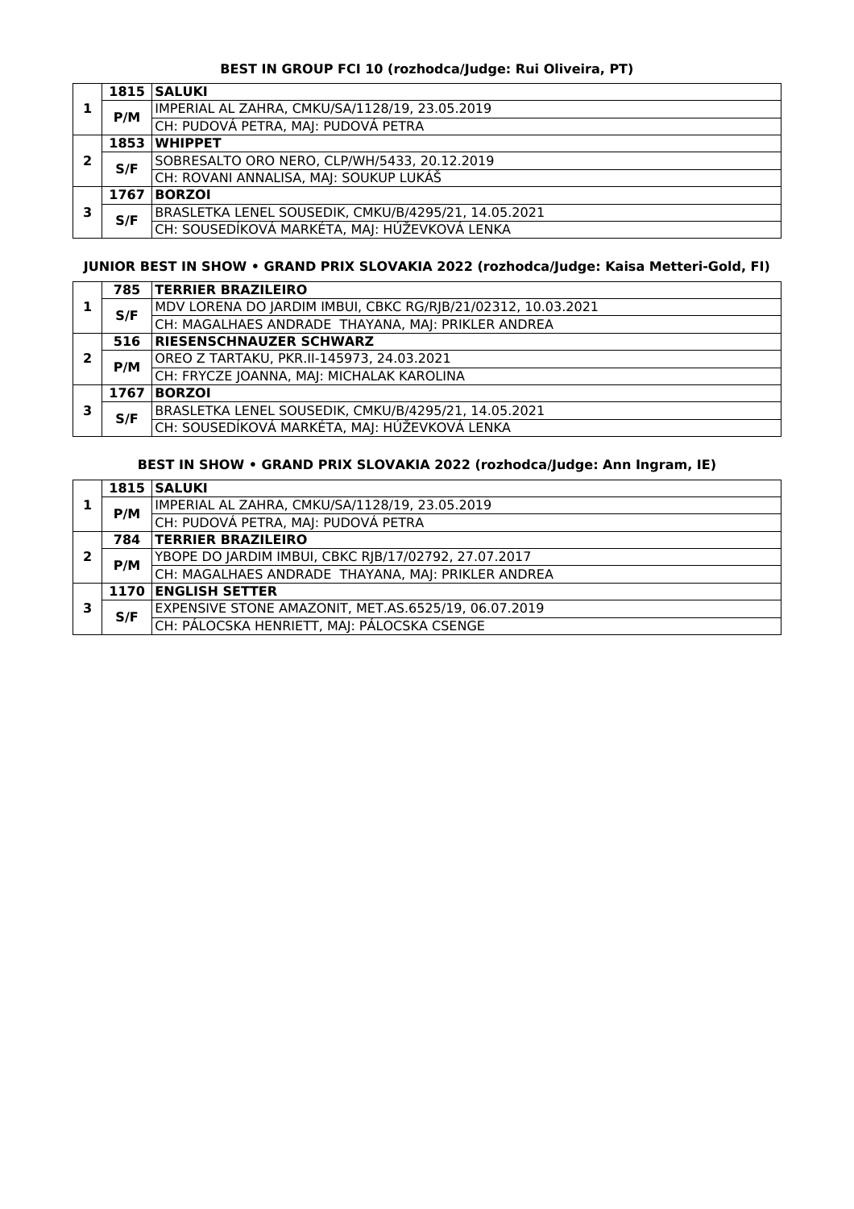### BEST IN GROUP FCI 10 (rozhodca/Judge: Rui Oliveira, PT)

| | | |
|---|---|---|
| **1** | **1815** | **SALUKI** |
| | **P/M** | IMPERIAL AL ZAHRA, CMKU/SA/1128/19, 23.05.2019 |
| | | CH: PUDOVÁ PETRA, MAJ: PUDOVÁ PETRA |
| **2** | **1853** | **WHIPPET** |
| | **S/F** | SOBRESALTO ORO NERO, CLP/WH/5433, 20.12.2019 |
| | | CH: ROVANI ANNALISA, MAJ: SOUKUP LUKÁŠ |
| **3** | **1767** | **BORZOI** |
| | **S/F** | BRASLETKA LENEL SOUSEDIK, CMKU/B/4295/21, 14.05.2021 |
| | | CH: SOUSEDÍKOVÁ MARKÉTA, MAJ: HÚŽEVKOVÁ LENKA |

### JUNIOR BEST IN SHOW • GRAND PRIX SLOVAKIA 2022 (rozhodca/Judge: Kaisa Metteri-Gold, FI)

| | | |
|---|---|---|
| **1** | **785** | **TERRIER BRAZILEIRO** |
| | **S/F** | MDV LORENA DO JARDIM IMBUI, CBKC RG/RJB/21/02312, 10.03.2021 |
| | | CH: MAGALHAES ANDRADE THAYANA, MAJ: PRIKLER ANDREA |
| **2** | **516** | **RIESENSCHNAUZER SCHWARZ** |
| | **P/M** | OREO Z TARTAKU, PKR.II-145973, 24.03.2021 |
| | | CH: FRYCZE JOANNA, MAJ: MICHALAK KAROLINA |
| **3** | **1767** | **BORZOI** |
| | **S/F** | BRASLETKA LENEL SOUSEDIK, CMKU/B/4295/21, 14.05.2021 |
| | | CH: SOUSEDÍKOVÁ MARKÉTA, MAJ: HÚŽEVKOVÁ LENKA |

### BEST IN SHOW • GRAND PRIX SLOVAKIA 2022 (rozhodca/Judge: Ann Ingram, IE)

| | | |
|---|---|---|
| **1** | **1815** | **SALUKI** |
| | **P/M** | IMPERIAL AL ZAHRA, CMKU/SA/1128/19, 23.05.2019 |
| | | CH: PUDOVÁ PETRA, MAJ: PUDOVÁ PETRA |
| **2** | **784** | **TERRIER BRAZILEIRO** |
| | **P/M** | YBOPE DO JARDIM IMBUI, CBKC RJB/17/02792, 27.07.2017 |
| | | CH: MAGALHAES ANDRADE THAYANA, MAJ: PRIKLER ANDREA |
| **3** | **1170** | **ENGLISH SETTER** |
| | **S/F** | EXPENSIVE STONE AMAZONIT, MET.AS.6525/19, 06.07.2019 |
| | | CH: PÁLOCSKA HENRIETT, MAJ: PÁLOCSKA CSENGE |